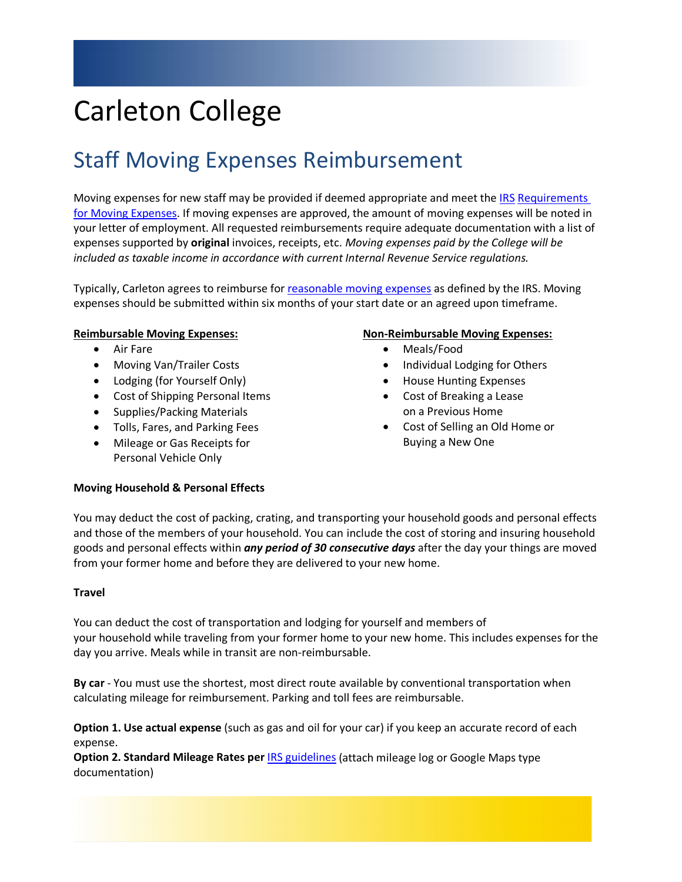# Carleton College

## Staff Moving Expenses Reimbursement

Moving expenses for new staff may be provided if deemed appropriate and meet the IRS Requirements for Moving Expenses. If moving expenses are approved, the amount of moving expenses will be noted in your letter of employment. All requested reimbursements require adequate documentation with a list of expenses supported by **original** invoices, receipts, etc. *Moving expenses paid by the College will be included as taxable income in accordance with current Internal Revenue Service regulations.*

Typically, Carleton agrees to reimburse for reasonable moving expenses as defined by the IRS. Moving expenses should be submitted within six months of your start date or an agreed upon timeframe.

**Reimbursable Moving Expenses:**

- Air Fare
- Moving Van/Trailer Costs
- Lodging (for Yourself Only)
- Cost of Shipping Personal Items
- Supplies/Packing Materials
- Tolls, Fares, and Parking Fees
- Mileage or Gas Receipts for Personal Vehicle Only

**Non-Reimbursable Moving Expenses:**

- Meals/Food
- Individual Lodging for Others
- House Hunting Expenses
- Cost of Breaking a Lease on a Previous Home
- Cost of Selling an Old Home or Buying a New One

**Moving Household & Personal Effects**

You may deduct the cost of packing, crating, and transporting your household goods and personal effects and those of the members of your household. You can include the cost of storing and insuring household goods and personal effects within ***any period of 30 consecutive days*** after the day your things are moved from your former home and before they are delivered to your new home.

**Travel**

You can deduct the cost of transportation and lodging for yourself and members of your household while traveling from your former home to your new home. This includes expenses for the day you arrive. Meals while in transit are non-reimbursable.

**By car** - You must use the shortest, most direct route available by conventional transportation when calculating mileage for reimbursement. Parking and toll fees are reimbursable.

**Option 1. Use actual expense** (such as gas and oil for your car) if you keep an accurate record of each expense.
**Option 2. Standard Mileage Rates per** IRS guidelines (attach mileage log or Google Maps type documentation)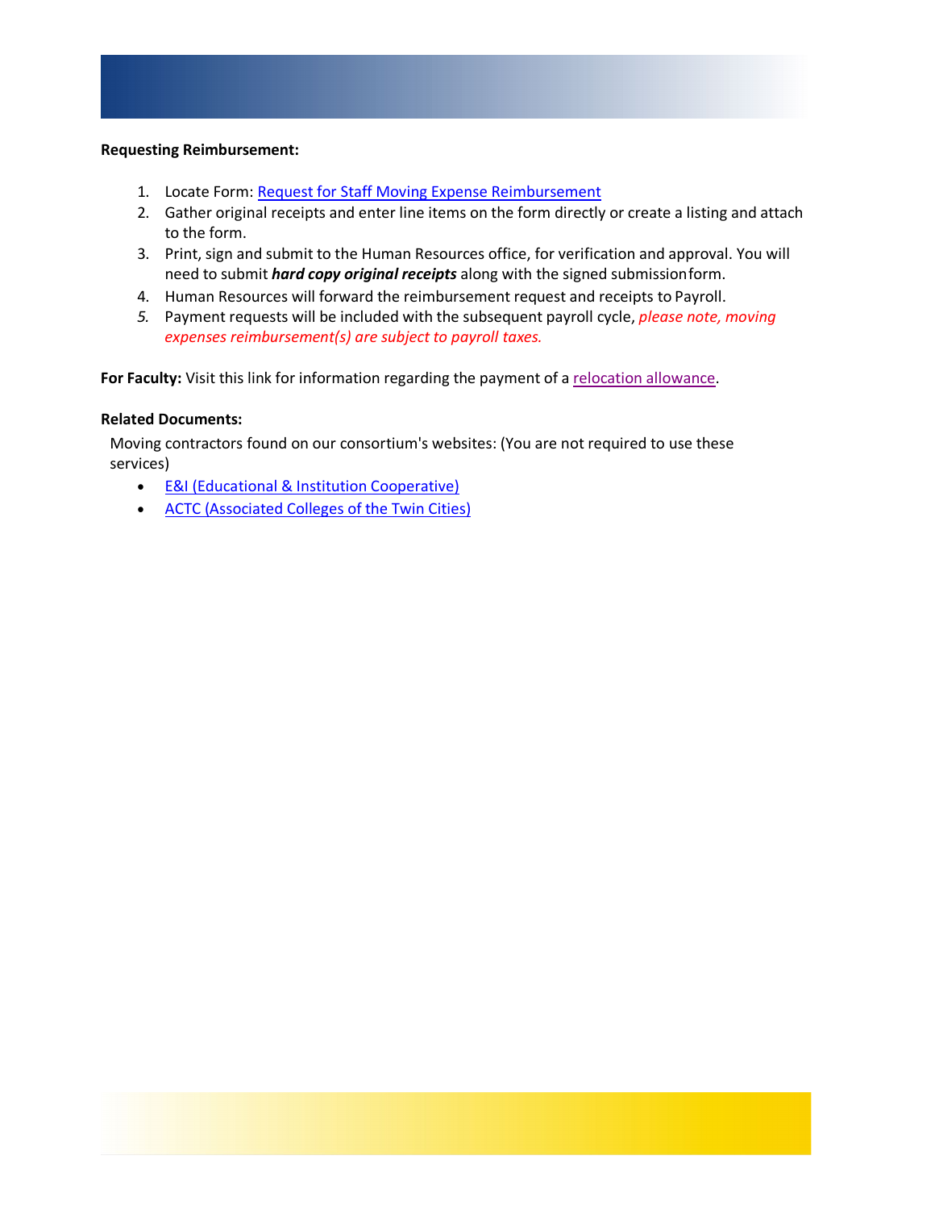**Requesting Reimbursement:**

1. Locate Form: Request for Staff Moving Expense Reimbursement
2. Gather original receipts and enter line items on the form directly or create a listing and attach to the form.
3. Print, sign and submit to the Human Resources office, for verification and approval. You will need to submit ***hard copy original receipts*** along with the signed submission form.
4. Human Resources will forward the reimbursement request and receipts to Payroll.
5. Payment requests will be included with the subsequent payroll cycle, *please note, moving expenses reimbursement(s) are subject to payroll taxes.*

**For Faculty:** Visit this link for information regarding the payment of a relocation allowance.

**Related Documents:**

Moving contractors found on our consortium's websites: (You are not required to use these services)

- E&I (Educational & Institution Cooperative)
- ACTC (Associated Colleges of the Twin Cities)